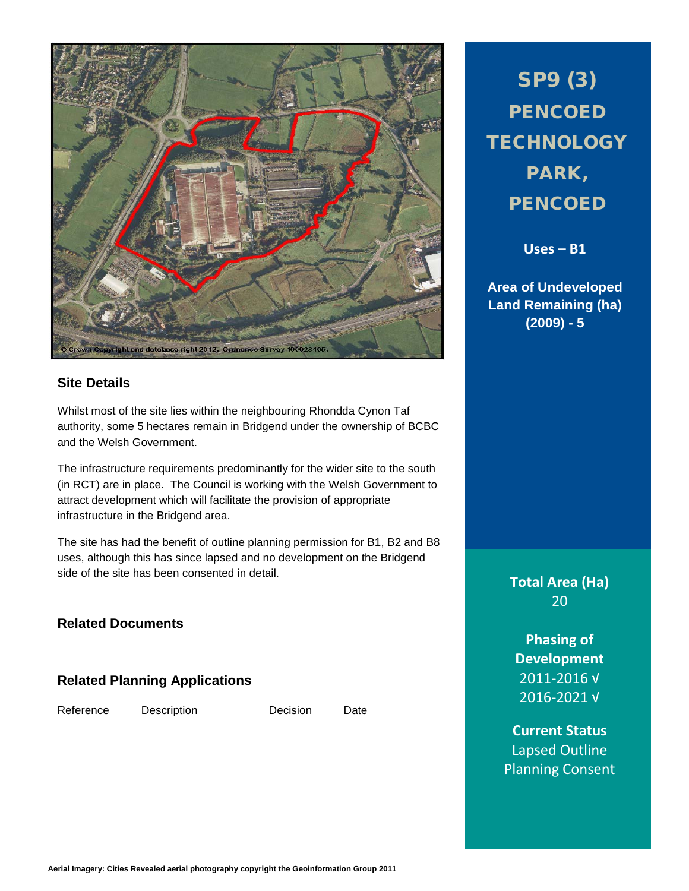# SP9 (3) PENCOED TECHNOLOGY PARK, PENCOED

**Uses – B1**

**Area of Undeveloped Land Remaining (ha) (2009) - 5**

**Total Area (Ha)**
20

**Phasing of Development**
2011-2016 √
2016-2021 √

**Current Status**
Lapsed Outline Planning Consent

© Crown Copyright and database right 2012. Ordnance Survey 100023405.

## Site Details

Whilst most of the site lies within the neighbouring Rhondda Cynon Taf authority, some 5 hectares remain in Bridgend under the ownership of BCBC and the Welsh Government.

The infrastructure requirements predominantly for the wider site to the south (in RCT) are in place. The Council is working with the Welsh Government to attract development which will facilitate the provision of appropriate infrastructure in the Bridgend area.

The site has had the benefit of outline planning permission for B1, B2 and B8 uses, although this has since lapsed and no development on the Bridgend side of the site has been consented in detail.

## Related Documents

## Related Planning Applications

| Reference | Description | Decision | Date |
|---|---|---|---|

**Aerial Imagery: Cities Revealed aerial photography copyright the Geoinformation Group 2011**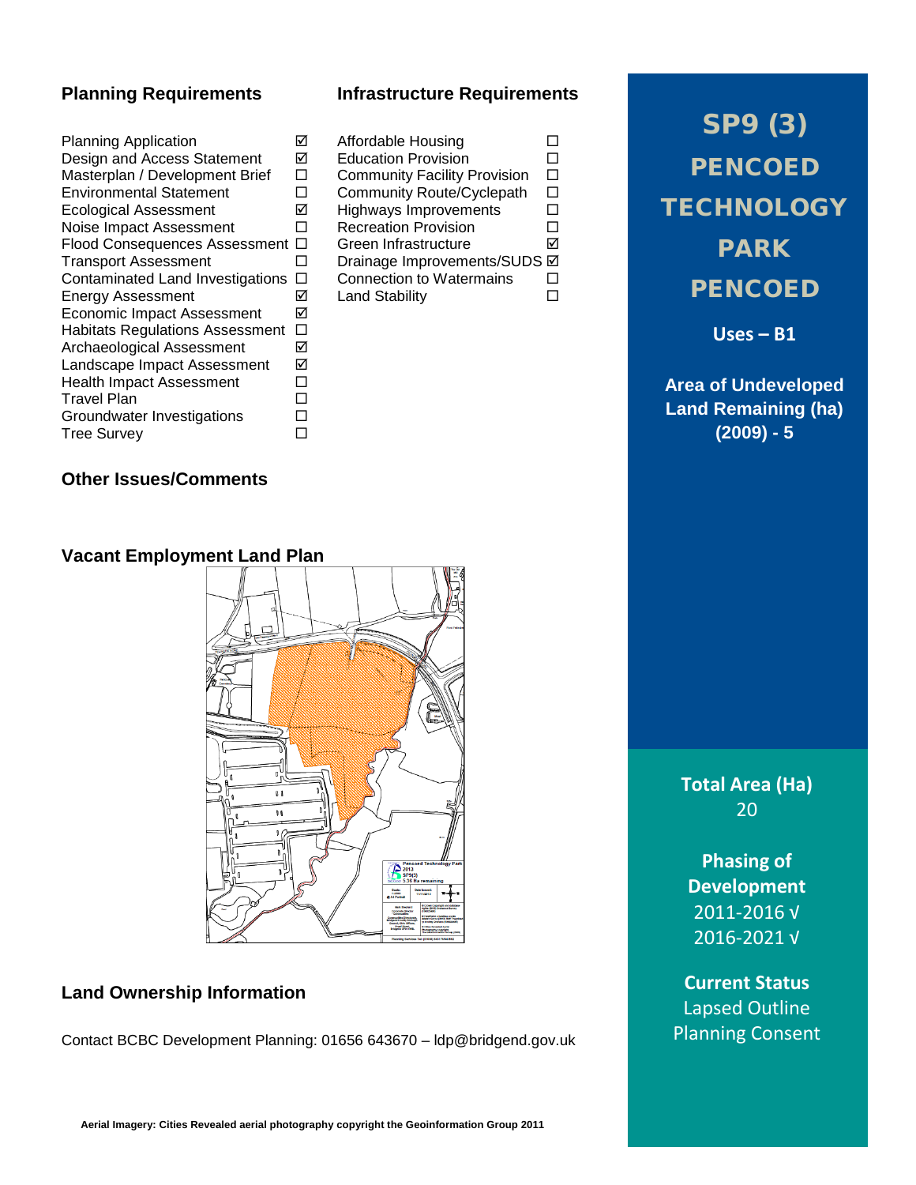## Planning Requirements

| | |
|---|---|
| Planning Application | ☑ |
| Design and Access Statement | ☑ |
| Masterplan / Development Brief | ☐ |
| Environmental Statement | ☐ |
| Ecological Assessment | ☑ |
| Noise Impact Assessment | ☐ |
| Flood Consequences Assessment | ☐ |
| Transport Assessment | ☐ |
| Contaminated Land Investigations | ☐ |
| Energy Assessment | ☑ |
| Economic Impact Assessment | ☑ |
| Habitats Regulations Assessment | ☐ |
| Archaeological Assessment | ☑ |
| Landscape Impact Assessment | ☑ |
| Health Impact Assessment | ☐ |
| Travel Plan | ☐ |
| Groundwater Investigations | ☐ |
| Tree Survey | ☐ |

## Infrastructure Requirements

| | |
|---|---|
| Affordable Housing | ☐ |
| Education Provision | ☐ |
| Community Facility Provision | ☐ |
| Community Route/Cyclepath | ☐ |
| Highways Improvements | ☐ |
| Recreation Provision | ☐ |
| Green Infrastructure | ☑ |
| Drainage Improvements/SUDS | ☑ |
| Connection to Watermains | ☐ |
| Land Stability | ☐ |

## Other Issues/Comments

## Vacant Employment Land Plan

Pencoed Technology Park
2013
SP9(3)
3.36 Ha remaining

## Land Ownership Information

Contact BCBC Development Planning: 01656 643670 – ldp@bridgend.gov.uk

**Aerial Imagery: Cities Revealed aerial photography copyright the Geoinformation Group 2011**

# SP9 (3) PENCOED TECHNOLOGY PARK PENCOED

**Uses – B1**

**Area of Undeveloped Land Remaining (ha) (2009) - 5**

**Total Area (Ha)**
20

**Phasing of Development**
2011-2016 √
2016-2021 √

**Current Status**
Lapsed Outline Planning Consent